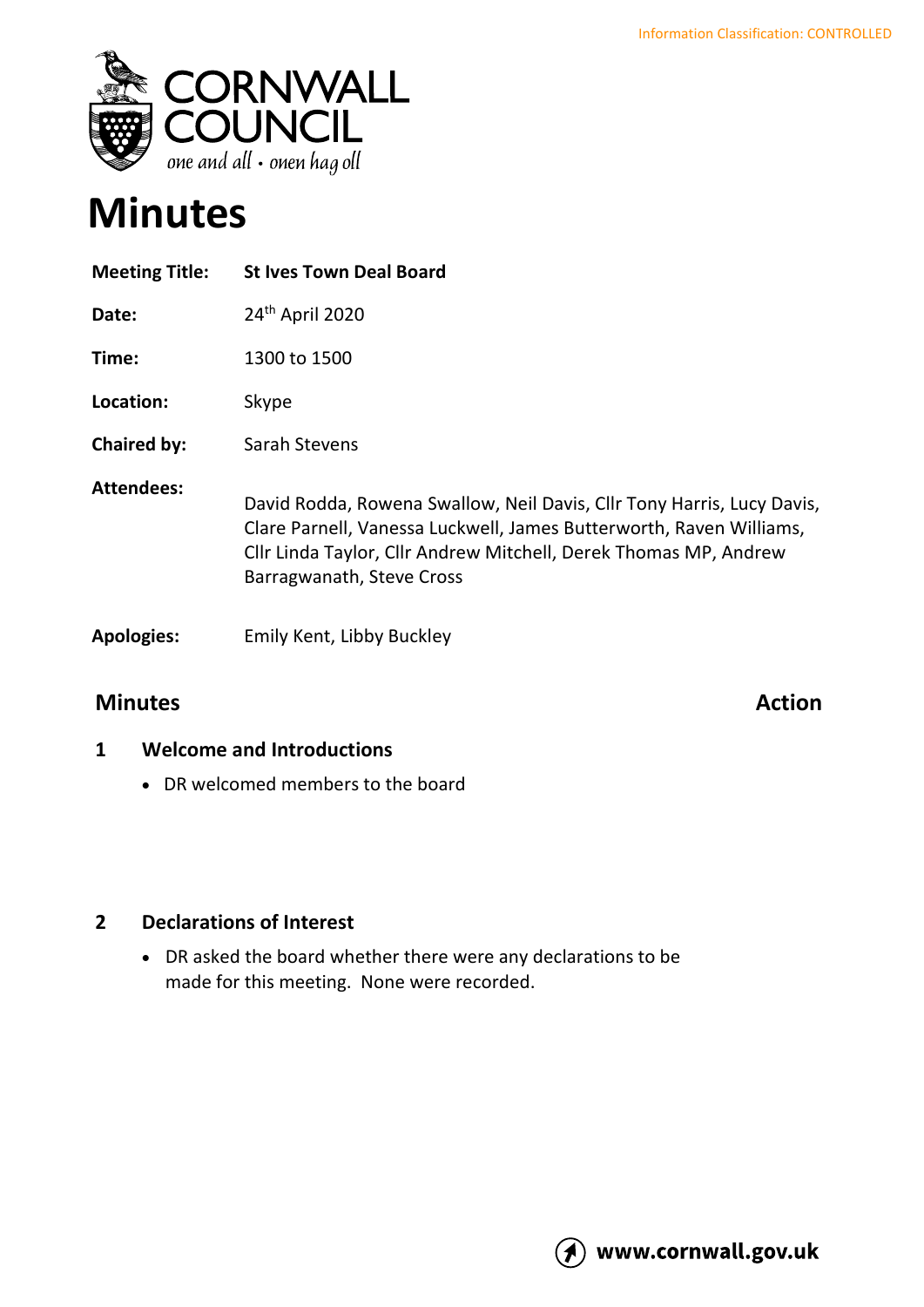Information Classification: CONTROLLED

CORNWALL COUNCIL
*one and all • onen hag oll*

# Minutes

| | |
|---|---|
| **Meeting Title:** | **St Ives Town Deal Board** |
| **Date:** | 24th April 2020 |
| **Time:** | 1300 to 1500 |
| **Location:** | Skype |
| **Chaired by:** | Sarah Stevens |
| **Attendees:** | David Rodda, Rowena Swallow, Neil Davis, Cllr Tony Harris, Lucy Davis, Clare Parnell, Vanessa Luckwell, James Butterworth, Raven Williams, Cllr Linda Taylor, Cllr Andrew Mitchell, Derek Thomas MP, Andrew Barragwanath, Steve Cross |
| **Apologies:** | Emily Kent, Libby Buckley |

## Minutes — Action

### 1 Welcome and Introductions

- DR welcomed members to the board

### 2 Declarations of Interest

- DR asked the board whether there were any declarations to be made for this meeting. None were recorded.

www.cornwall.gov.uk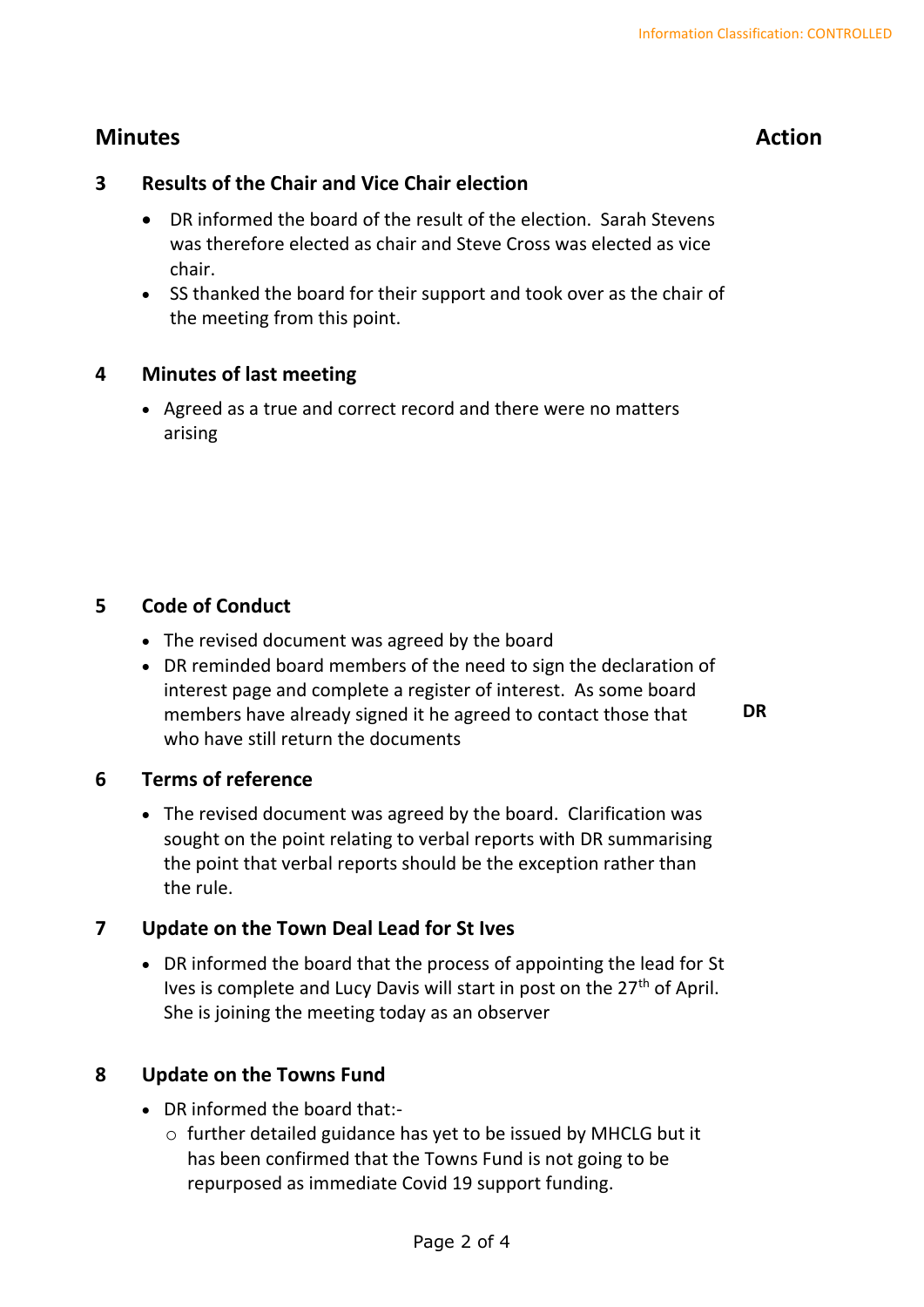Information Classification: CONTROLLED

| Minutes | | Action |
|---|---|---|

### 3 Results of the Chair and Vice Chair election

- DR informed the board of the result of the election. Sarah Stevens was therefore elected as chair and Steve Cross was elected as vice chair.
- SS thanked the board for their support and took over as the chair of the meeting from this point.

### 4 Minutes of last meeting

- Agreed as a true and correct record and there were no matters arising

### 5 Code of Conduct

- The revised document was agreed by the board
- DR reminded board members of the need to sign the declaration of interest page and complete a register of interest. As some board members have already signed it he agreed to contact those that who have still return the documents — **Action: DR**

### 6 Terms of reference

- The revised document was agreed by the board. Clarification was sought on the point relating to verbal reports with DR summarising the point that verbal reports should be the exception rather than the rule.

### 7 Update on the Town Deal Lead for St Ives

- DR informed the board that the process of appointing the lead for St Ives is complete and Lucy Davis will start in post on the 27th of April. She is joining the meeting today as an observer

### 8 Update on the Towns Fund

- DR informed the board that:-
  - further detailed guidance has yet to be issued by MHCLG but it has been confirmed that the Towns Fund is not going to be repurposed as immediate Covid 19 support funding.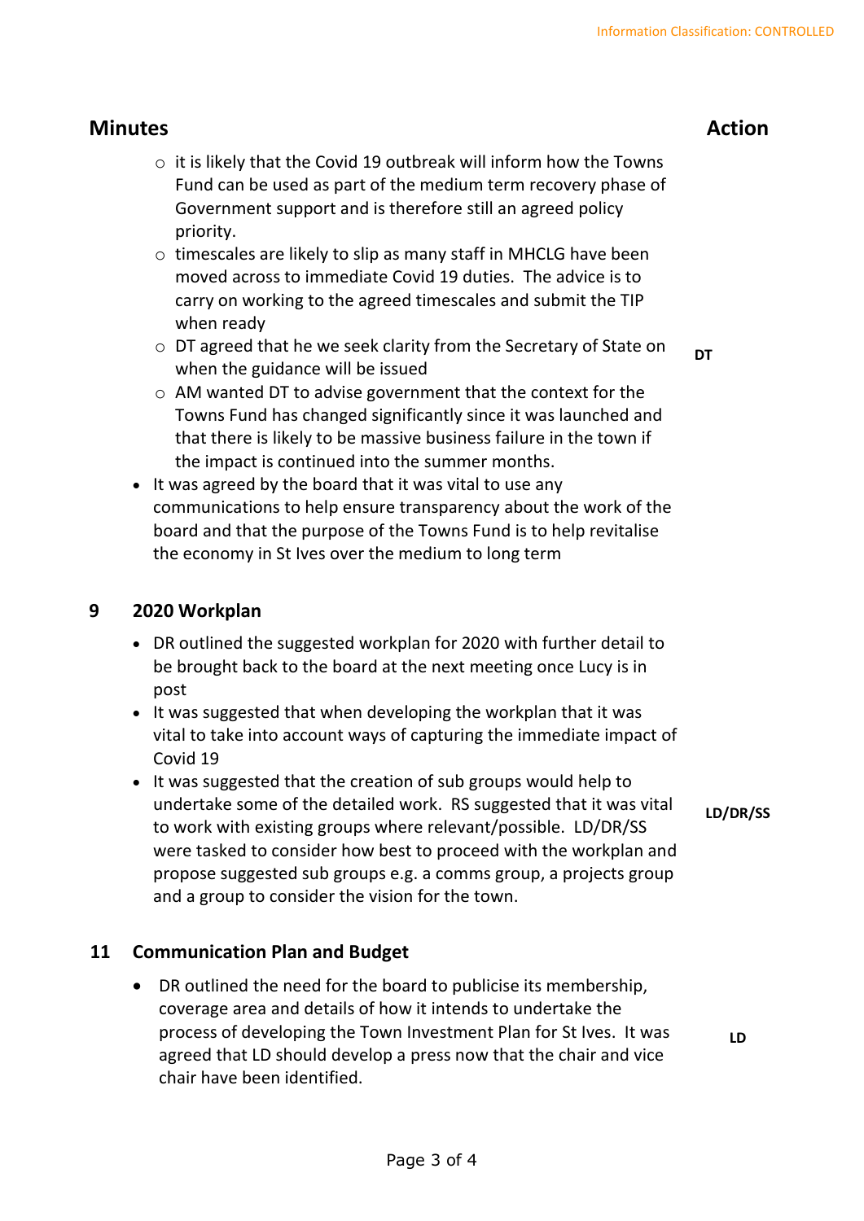| Minutes | Action |
|---|---|
| - it is likely that the Covid 19 outbreak will inform how the Towns Fund can be used as part of the medium term recovery phase of Government support and is therefore still an agreed policy priority. | |
| - timescales are likely to slip as many staff in MHCLG have been moved across to immediate Covid 19 duties. The advice is to carry on working to the agreed timescales and submit the TIP when ready | |
| - DT agreed that he we seek clarity from the Secretary of State on when the guidance will be issued | **DT** |
| - AM wanted DT to advise government that the context for the Towns Fund has changed significantly since it was launched and that there is likely to be massive business failure in the town if the impact is continued into the summer months. | |
| • It was agreed by the board that it was vital to use any communications to help ensure transparency about the work of the board and that the purpose of the Towns Fund is to help revitalise the economy in St Ives over the medium to long term | |

## 9 2020 Workplan

| Minutes | Action |
|---|---|
| • DR outlined the suggested workplan for 2020 with further detail to be brought back to the board at the next meeting once Lucy is in post | |
| • It was suggested that when developing the workplan that it was vital to take into account ways of capturing the immediate impact of Covid 19 | |
| • It was suggested that the creation of sub groups would help to undertake some of the detailed work. RS suggested that it was vital to work with existing groups where relevant/possible. LD/DR/SS were tasked to consider how best to proceed with the workplan and propose suggested sub groups e.g. a comms group, a projects group and a group to consider the vision for the town. | **LD/DR/SS** |

## 11 Communication Plan and Budget

| Minutes | Action |
|---|---|
| • DR outlined the need for the board to publicise its membership, coverage area and details of how it intends to undertake the process of developing the Town Investment Plan for St Ives. It was agreed that LD should develop a press now that the chair and vice chair have been identified. | **LD** |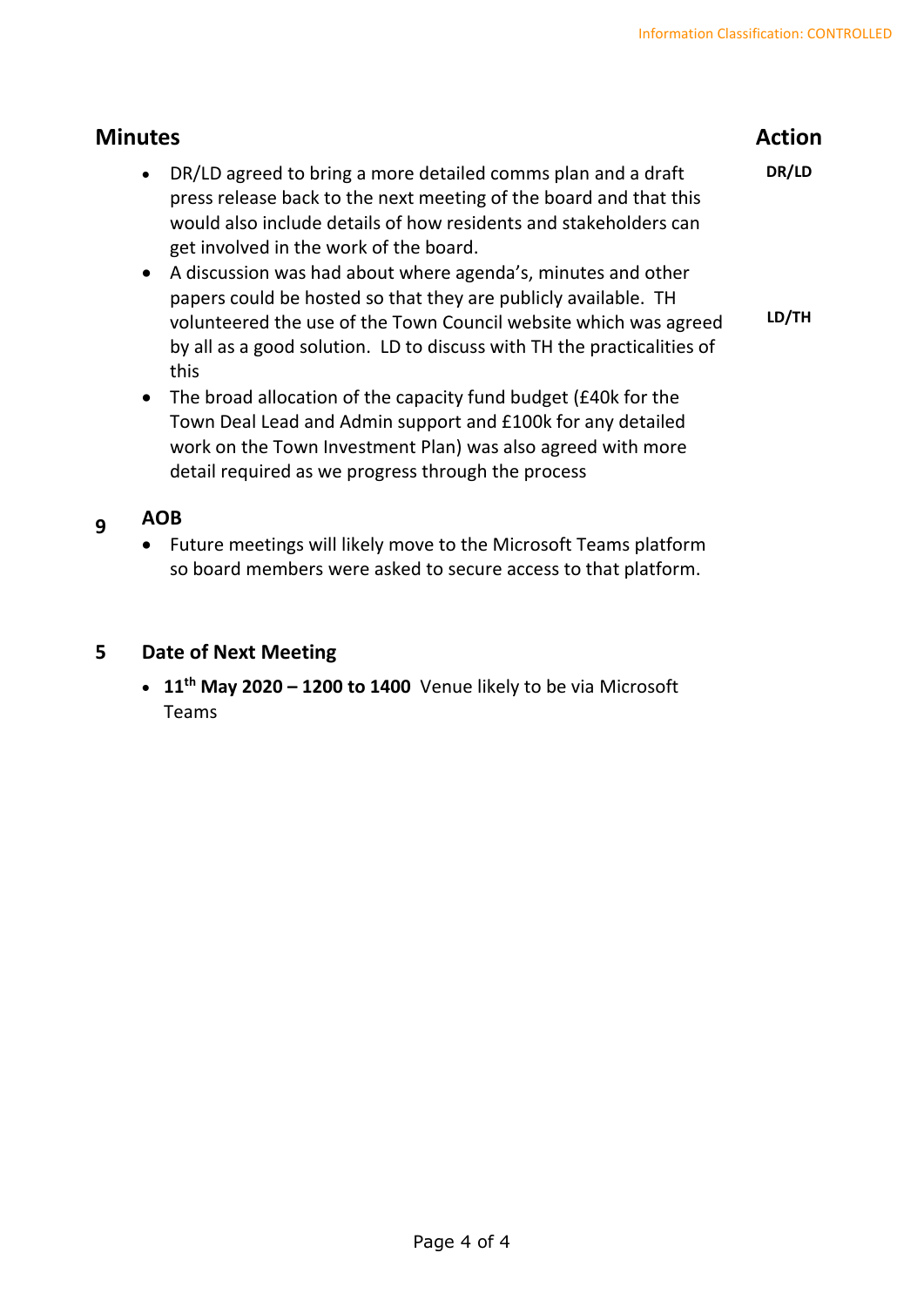| Minutes | Action |
|---|---|
| • DR/LD agreed to bring a more detailed comms plan and a draft press release back to the next meeting of the board and that this would also include details of how residents and stakeholders can get involved in the work of the board. | **DR/LD** |
| • A discussion was had about where agenda's, minutes and other papers could be hosted so that they are publicly available. TH volunteered the use of the Town Council website which was agreed by all as a good solution. LD to discuss with TH the practicalities of this | **LD/TH** |
| • The broad allocation of the capacity fund budget (£40k for the Town Deal Lead and Admin support and £100k for any detailed work on the Town Investment Plan) was also agreed with more detail required as we progress through the process | |

## 9 AOB

- Future meetings will likely move to the Microsoft Teams platform so board members were asked to secure access to that platform.

## 5 Date of Next Meeting

- **11th May 2020 – 1200 to 1400** Venue likely to be via Microsoft Teams